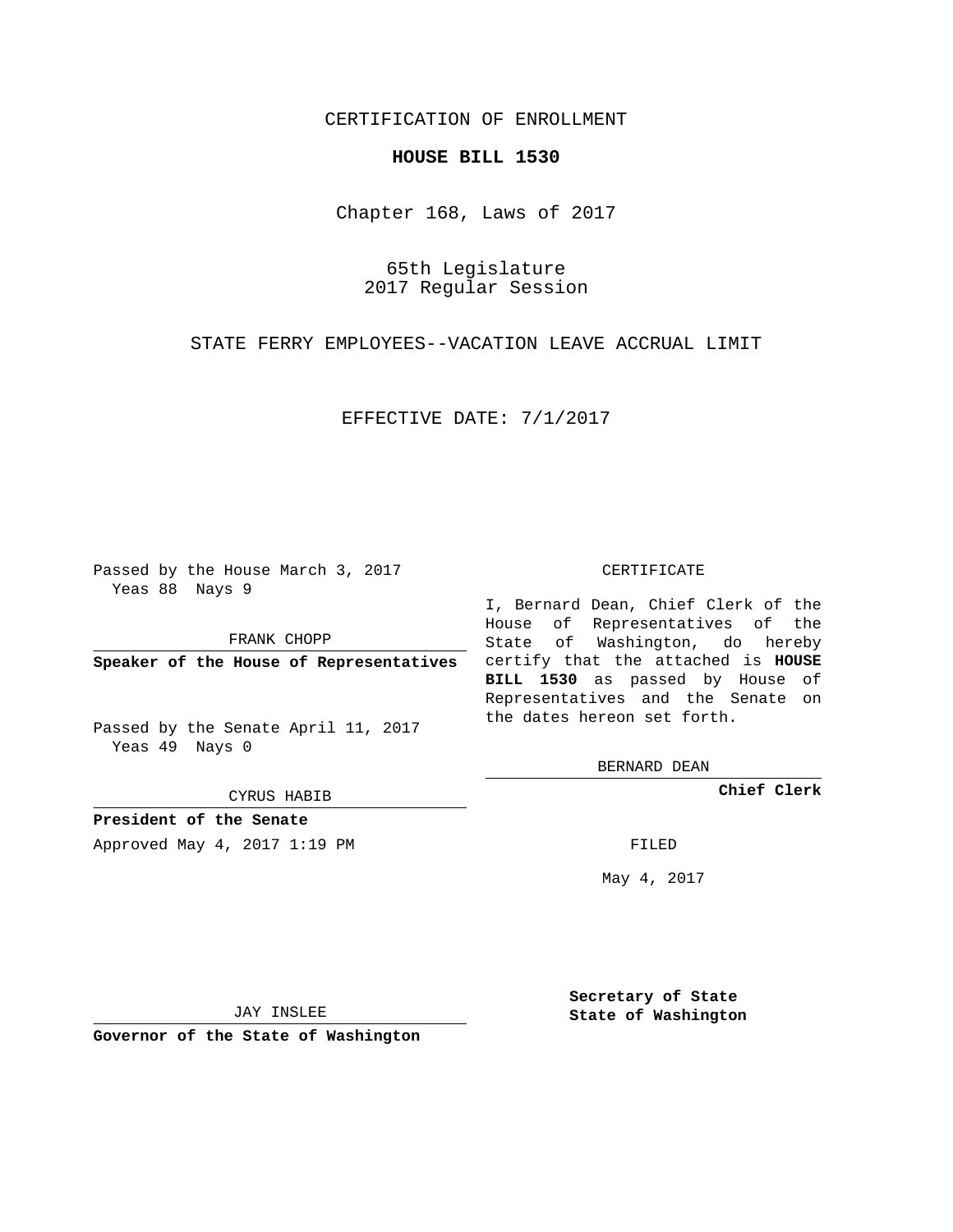CERTIFICATION OF ENROLLMENT

**HOUSE BILL 1530**

Chapter 168, Laws of 2017

65th Legislature
2017 Regular Session

STATE FERRY EMPLOYEES--VACATION LEAVE ACCRUAL LIMIT

EFFECTIVE DATE: 7/1/2017

Passed by the House March 3, 2017
Yeas 88 Nays 9

FRANK CHOPP

**Speaker of the House of Representatives**

Passed by the Senate April 11, 2017
Yeas 49 Nays 0

CYRUS HABIB

**President of the Senate**

CERTIFICATE

I, Bernard Dean, Chief Clerk of the House of Representatives of the State of Washington, do hereby certify that the attached is **HOUSE BILL 1530** as passed by House of Representatives and the Senate on the dates hereon set forth.

BERNARD DEAN

**Chief Clerk**

Approved May 4, 2017 1:19 PM

FILED

May 4, 2017

JAY INSLEE

**Governor of the State of Washington**

**Secretary of State**
**State of Washington**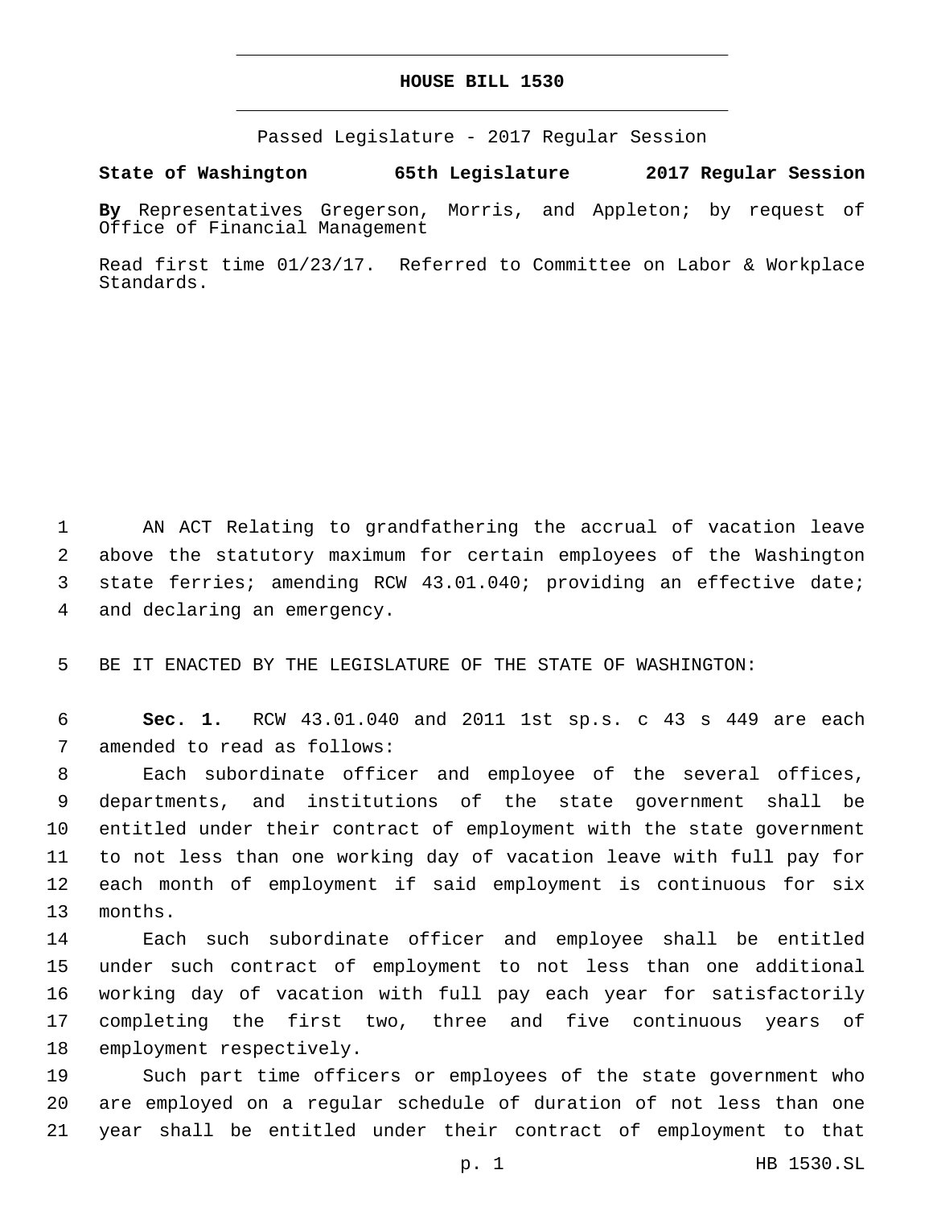# HOUSE BILL 1530

Passed Legislature - 2017 Regular Session

**State of Washington 65th Legislature 2017 Regular Session**

**By** Representatives Gregerson, Morris, and Appleton; by request of Office of Financial Management

Read first time 01/23/17. Referred to Committee on Labor & Workplace Standards.

AN ACT Relating to grandfathering the accrual of vacation leave above the statutory maximum for certain employees of the Washington state ferries; amending RCW 43.01.040; providing an effective date; and declaring an emergency.

BE IT ENACTED BY THE LEGISLATURE OF THE STATE OF WASHINGTON:

**Sec. 1.** RCW 43.01.040 and 2011 1st sp.s. c 43 s 449 are each amended to read as follows:

Each subordinate officer and employee of the several offices, departments, and institutions of the state government shall be entitled under their contract of employment with the state government to not less than one working day of vacation leave with full pay for each month of employment if said employment is continuous for six months.

Each such subordinate officer and employee shall be entitled under such contract of employment to not less than one additional working day of vacation with full pay each year for satisfactorily completing the first two, three and five continuous years of employment respectively.

Such part time officers or employees of the state government who are employed on a regular schedule of duration of not less than one year shall be entitled under their contract of employment to that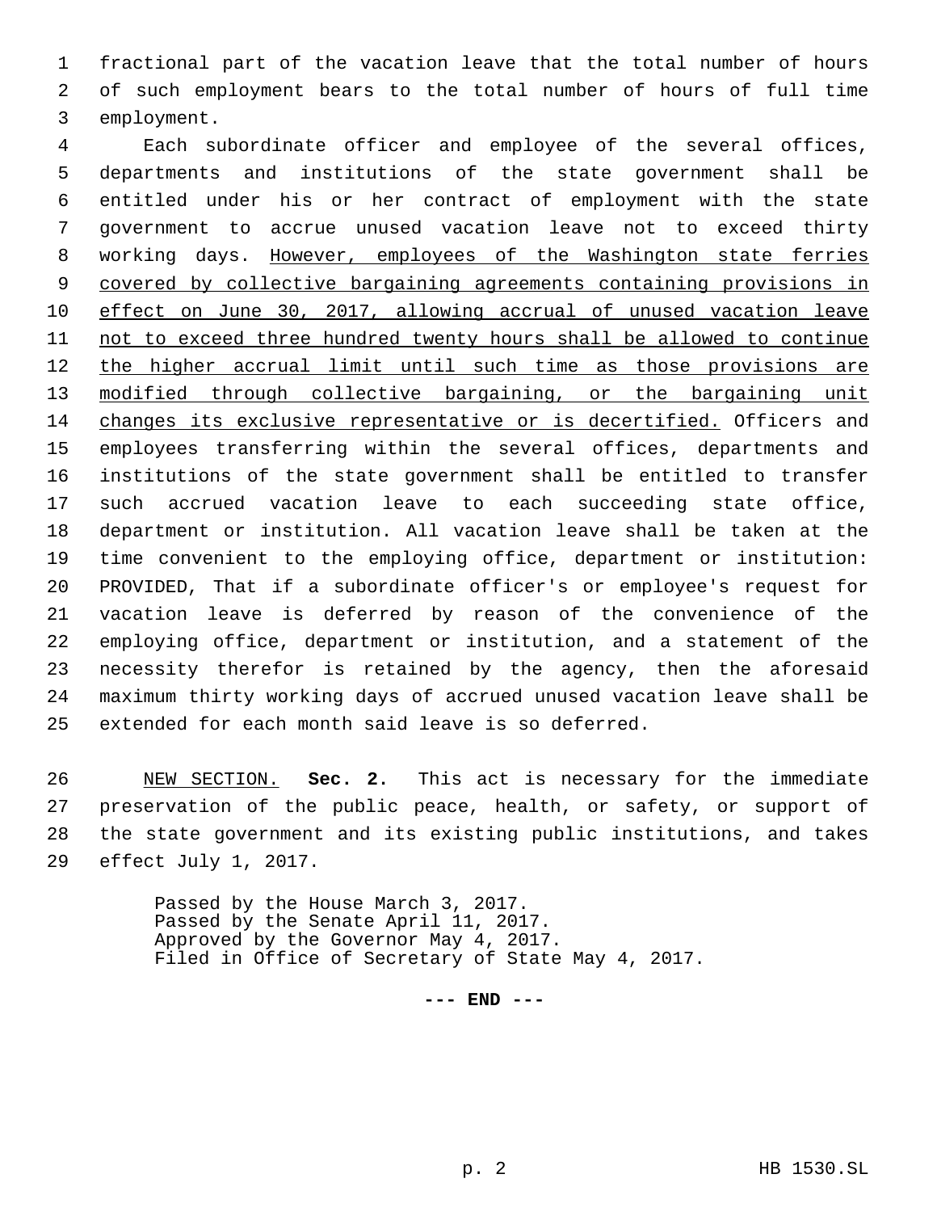fractional part of the vacation leave that the total number of hours of such employment bears to the total number of hours of full time employment.

Each subordinate officer and employee of the several offices, departments and institutions of the state government shall be entitled under his or her contract of employment with the state government to accrue unused vacation leave not to exceed thirty working days. <u>However, employees of the Washington state ferries covered by collective bargaining agreements containing provisions in effect on June 30, 2017, allowing accrual of unused vacation leave not to exceed three hundred twenty hours shall be allowed to continue the higher accrual limit until such time as those provisions are modified through collective bargaining, or the bargaining unit changes its exclusive representative or is decertified.</u> Officers and employees transferring within the several offices, departments and institutions of the state government shall be entitled to transfer such accrued vacation leave to each succeeding state office, department or institution. All vacation leave shall be taken at the time convenient to the employing office, department or institution: PROVIDED, That if a subordinate officer's or employee's request for vacation leave is deferred by reason of the convenience of the employing office, department or institution, and a statement of the necessity therefor is retained by the agency, then the aforesaid maximum thirty working days of accrued unused vacation leave shall be extended for each month said leave is so deferred.

<u>NEW SECTION.</u> **Sec. 2.** This act is necessary for the immediate preservation of the public peace, health, or safety, or support of the state government and its existing public institutions, and takes effect July 1, 2017.

Passed by the House March 3, 2017.
Passed by the Senate April 11, 2017.
Approved by the Governor May 4, 2017.
Filed in Office of Secretary of State May 4, 2017.

**--- END ---**